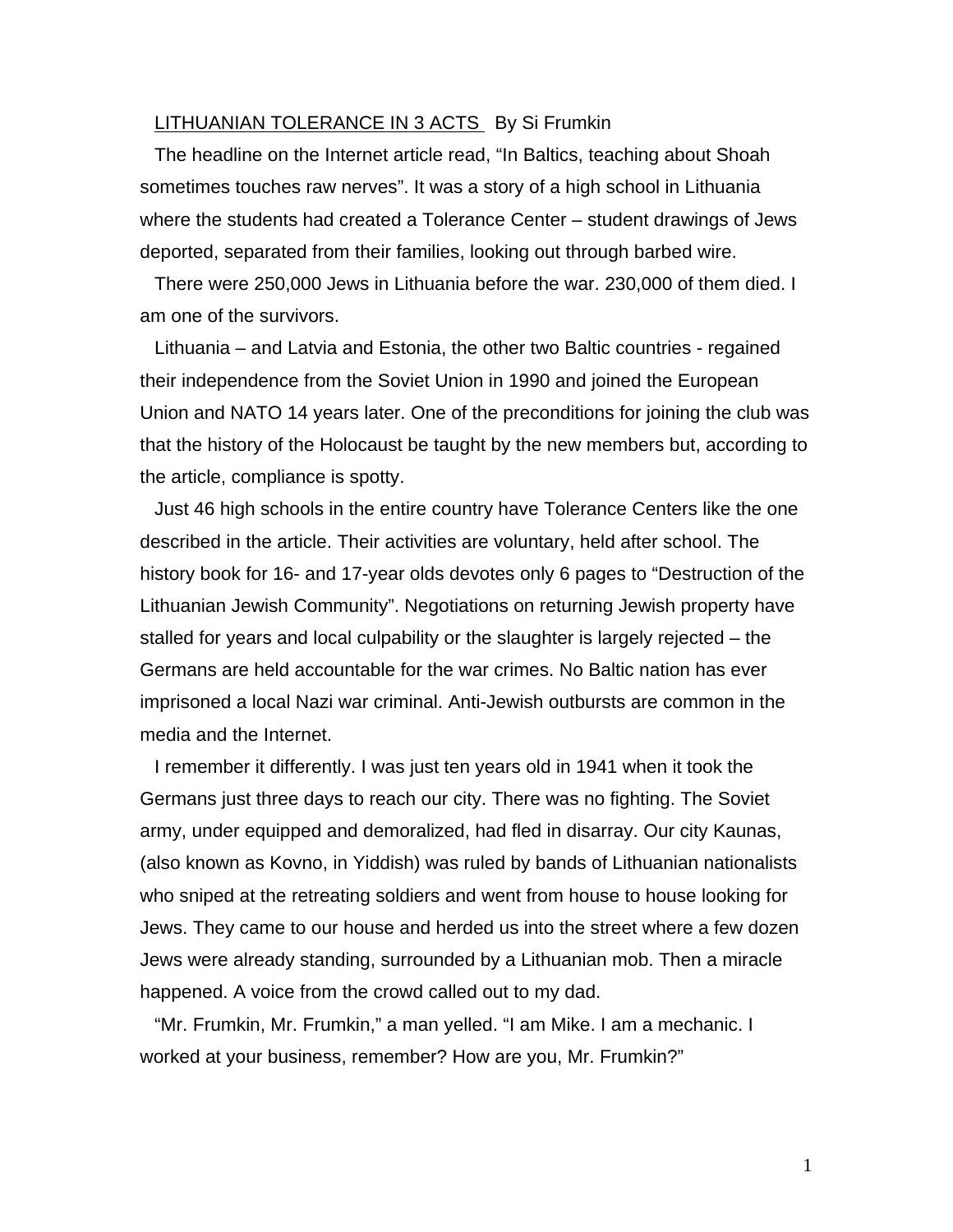<u>LITHUANIAN TOLERANCE IN 3 ACTS</u> By Si Frumkin

The headline on the Internet article read, "In Baltics, teaching about Shoah sometimes touches raw nerves". It was a story of a high school in Lithuania where the students had created a Tolerance Center – student drawings of Jews deported, separated from their families, looking out through barbed wire.

There were 250,000 Jews in Lithuania before the war. 230,000 of them died. I am one of the survivors.

Lithuania – and Latvia and Estonia, the other two Baltic countries - regained their independence from the Soviet Union in 1990 and joined the European Union and NATO 14 years later. One of the preconditions for joining the club was that the history of the Holocaust be taught by the new members but, according to the article, compliance is spotty.

Just 46 high schools in the entire country have Tolerance Centers like the one described in the article. Their activities are voluntary, held after school. The history book for 16- and 17-year olds devotes only 6 pages to "Destruction of the Lithuanian Jewish Community". Negotiations on returning Jewish property have stalled for years and local culpability or the slaughter is largely rejected – the Germans are held accountable for the war crimes. No Baltic nation has ever imprisoned a local Nazi war criminal. Anti-Jewish outbursts are common in the media and the Internet.

I remember it differently. I was just ten years old in 1941 when it took the Germans just three days to reach our city. There was no fighting. The Soviet army, under equipped and demoralized, had fled in disarray. Our city Kaunas, (also known as Kovno, in Yiddish) was ruled by bands of Lithuanian nationalists who sniped at the retreating soldiers and went from house to house looking for Jews. They came to our house and herded us into the street where a few dozen Jews were already standing, surrounded by a Lithuanian mob. Then a miracle happened. A voice from the crowd called out to my dad.

"Mr. Frumkin, Mr. Frumkin," a man yelled. "I am Mike. I am a mechanic. I worked at your business, remember? How are you, Mr. Frumkin?"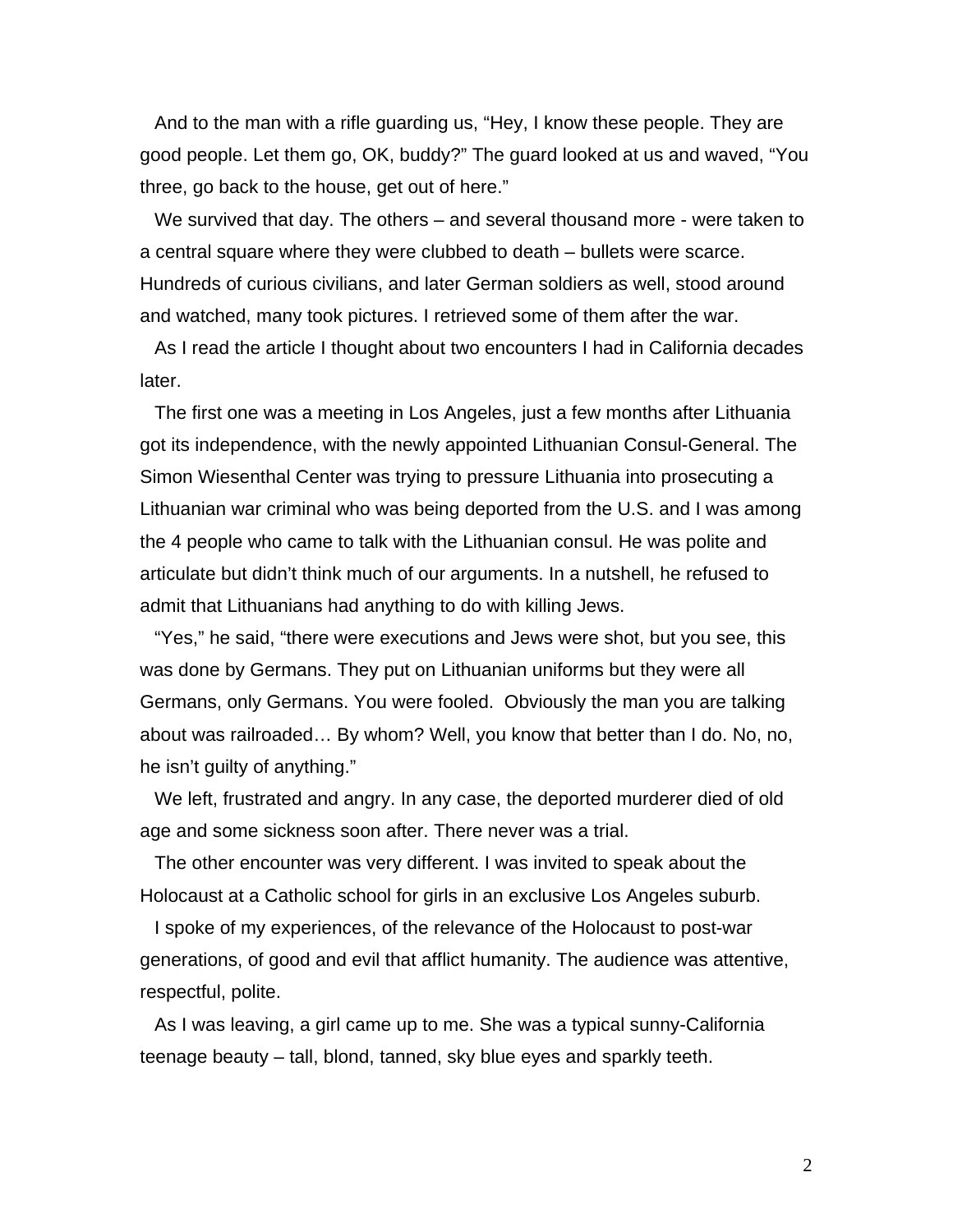And to the man with a rifle guarding us, “Hey, I know these people. They are good people. Let them go, OK, buddy?” The guard looked at us and waved, “You three, go back to the house, get out of here.”

We survived that day. The others – and several thousand more - were taken to a central square where they were clubbed to death – bullets were scarce. Hundreds of curious civilians, and later German soldiers as well, stood around and watched, many took pictures. I retrieved some of them after the war.

As I read the article I thought about two encounters I had in California decades later.

The first one was a meeting in Los Angeles, just a few months after Lithuania got its independence, with the newly appointed Lithuanian Consul-General. The Simon Wiesenthal Center was trying to pressure Lithuania into prosecuting a Lithuanian war criminal who was being deported from the U.S. and I was among the 4 people who came to talk with the Lithuanian consul. He was polite and articulate but didn’t think much of our arguments. In a nutshell, he refused to admit that Lithuanians had anything to do with killing Jews.

“Yes,” he said, “there were executions and Jews were shot, but you see, this was done by Germans. They put on Lithuanian uniforms but they were all Germans, only Germans. You were fooled. Obviously the man you are talking about was railroaded… By whom? Well, you know that better than I do. No, no, he isn’t guilty of anything.”

We left, frustrated and angry. In any case, the deported murderer died of old age and some sickness soon after. There never was a trial.

The other encounter was very different. I was invited to speak about the Holocaust at a Catholic school for girls in an exclusive Los Angeles suburb.

I spoke of my experiences, of the relevance of the Holocaust to post-war generations, of good and evil that afflict humanity. The audience was attentive, respectful, polite.

As I was leaving, a girl came up to me. She was a typical sunny-California teenage beauty – tall, blond, tanned, sky blue eyes and sparkly teeth.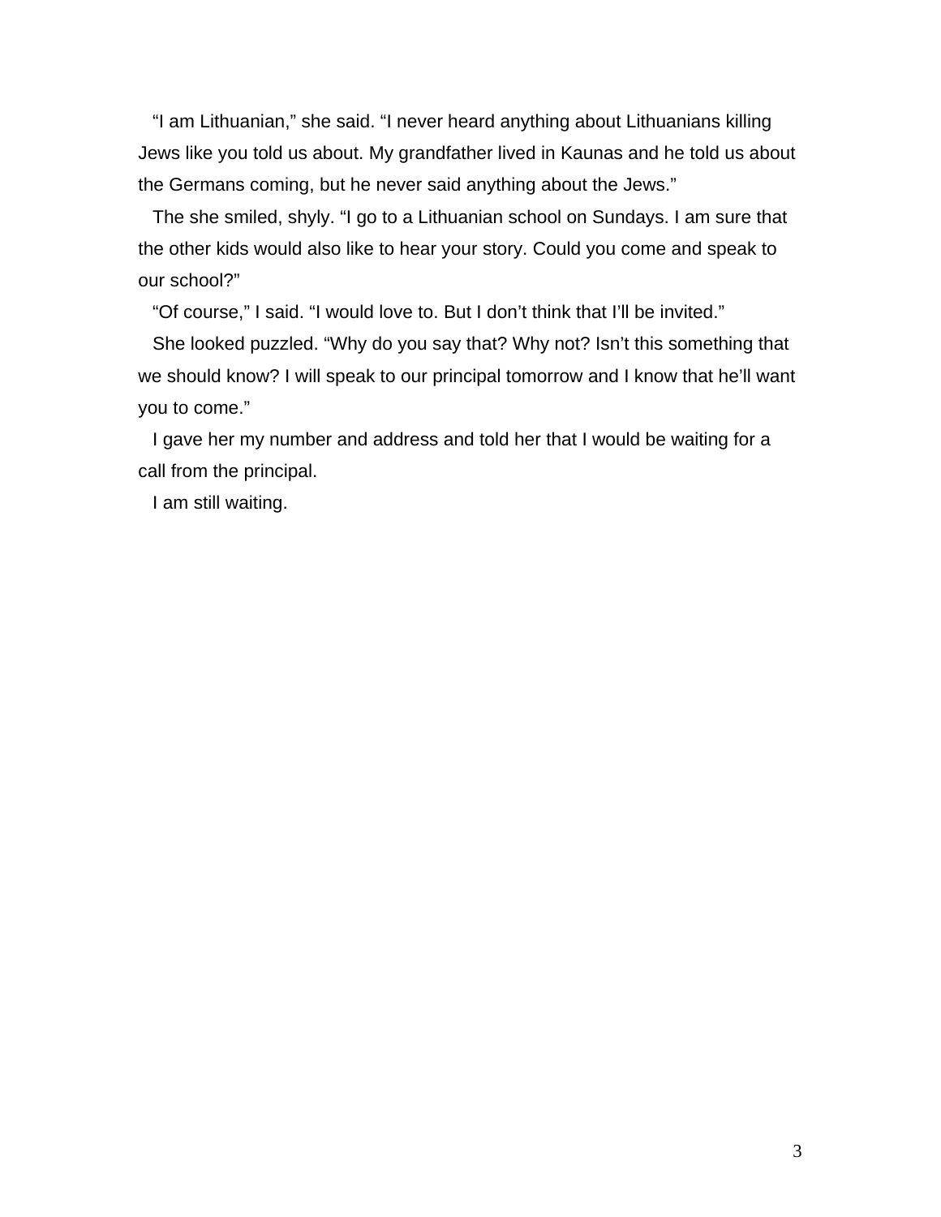"I am Lithuanian," she said. "I never heard anything about Lithuanians killing Jews like you told us about. My grandfather lived in Kaunas and he told us about the Germans coming, but he never said anything about the Jews."

The she smiled, shyly. "I go to a Lithuanian school on Sundays. I am sure that the other kids would also like to hear your story. Could you come and speak to our school?"

"Of course," I said. "I would love to. But I don't think that I'll be invited."

She looked puzzled. "Why do you say that? Why not? Isn't this something that we should know? I will speak to our principal tomorrow and I know that he'll want you to come."

I gave her my number and address and told her that I would be waiting for a call from the principal.

I am still waiting.